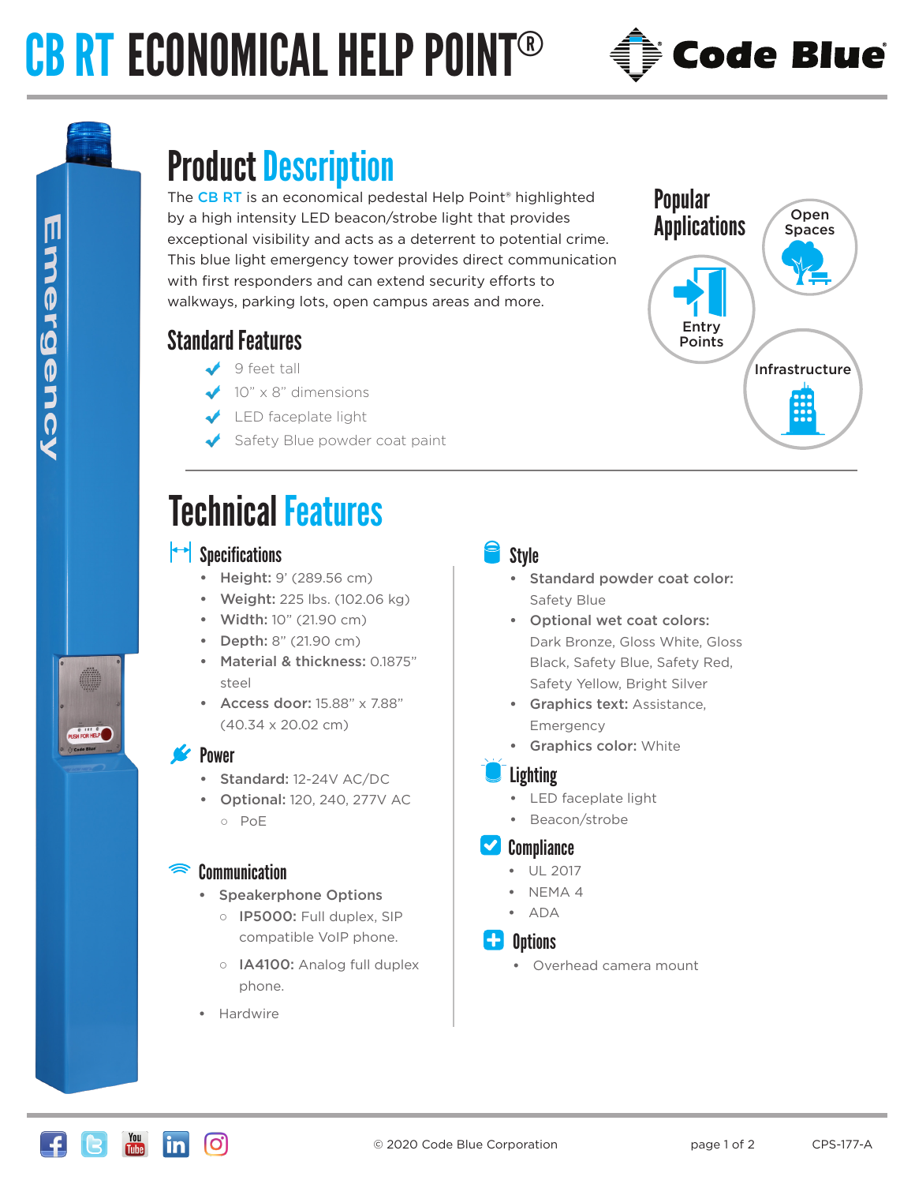# CB RT ECONOMICAL HELP POINT®

Code Blue®

Emergency

## Product Description

The CB RT is an economical pedestal Help Point® highlighted by a high intensity LED beacon/strobe light that provides exceptional visibility and acts as a deterrent to potential crime. This blue light emergency tower provides direct communication with first responders and can extend security efforts to walkways, parking lots, open campus areas and more.

### Standard Features

- 9 feet tall
- 10" x 8" dimensions
- LED faceplate light
- Safety Blue powder coat paint

### Popular Applications

- Open Spaces
- Entry Points
- Infrastructure

## Technical Features

### Specifications

- **Height:** 9' (289.56 cm)
- **Weight:** 225 lbs. (102.06 kg)
- **Width:** 10" (21.90 cm)
- **Depth:** 8" (21.90 cm)
- **Material & thickness:** 0.1875" steel
- **Access door:** 15.88" x 7.88" (40.34 x 20.02 cm)

### Power

- **Standard:** 12-24V AC/DC
- **Optional:** 120, 240, 277V AC
  - PoE

### Communication

- Speakerphone Options
  - **IP5000:** Full duplex, SIP compatible VoIP phone.
  - **IA4100:** Analog full duplex phone.
- Hardwire

### Style

- **Standard powder coat color:** Safety Blue
- **Optional wet coat colors:** Dark Bronze, Gloss White, Gloss Black, Safety Blue, Safety Red, Safety Yellow, Bright Silver
- **Graphics text:** Assistance, Emergency
- **Graphics color:** White

### Lighting

- LED faceplate light
- Beacon/strobe

### Compliance

- UL 2017
- NEMA 4
- ADA

### Options

- Overhead camera mount

© 2020 Code Blue Corporation

CPS-177-A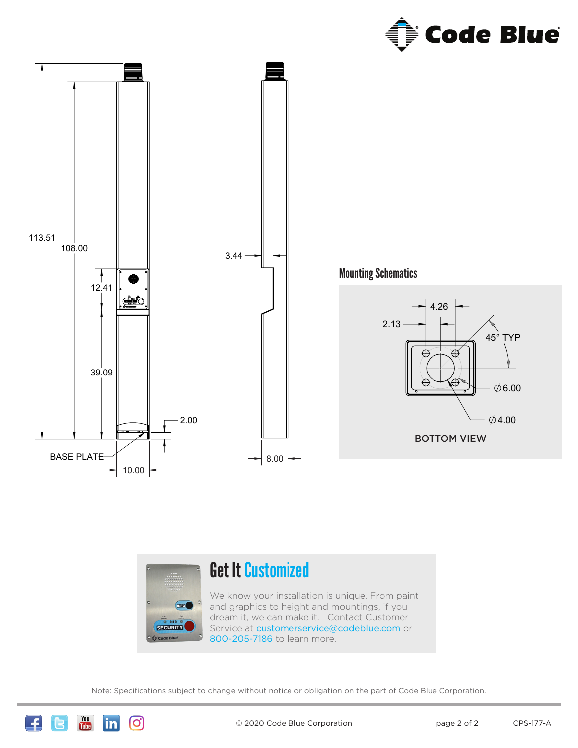Code Blue

113.51

108.00

12.41

39.09

2.00

BASE PLATE

10.00

3.44

8.00

## Mounting Schematics

4.26

2.13

45° TYP

∅6.00

∅4.00

BOTTOM VIEW

## Get It Customized

We know your installation is unique. From paint and graphics to height and mountings, if you dream it, we can make it. Contact Customer Service at customerservice@codeblue.com or 800-205-7186 to learn more.

Note: Specifications subject to change without notice or obligation on the part of Code Blue Corporation.

© 2020 Code Blue Corporation

CPS-177-A